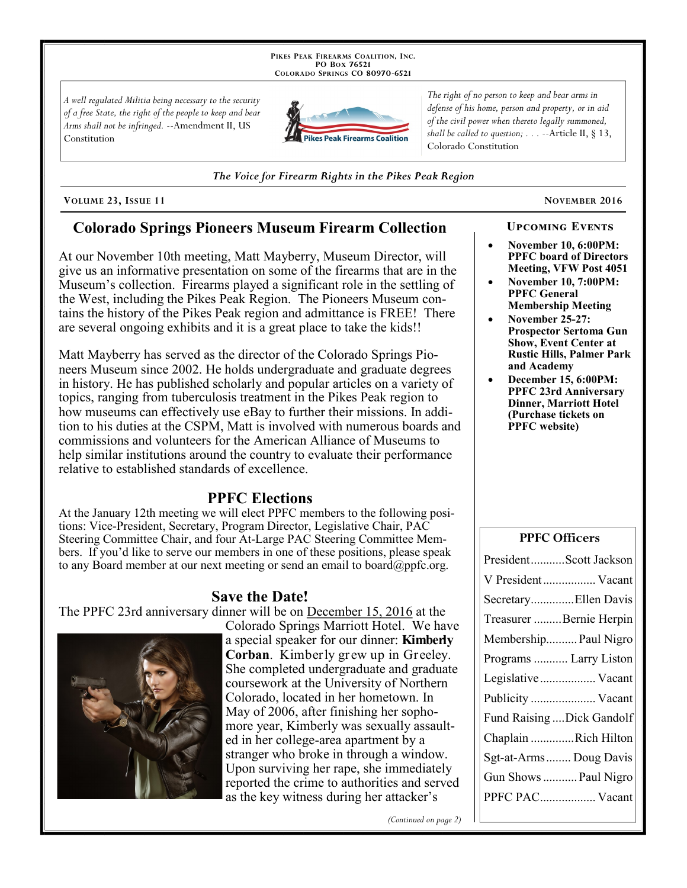PIKES PEAK FIREARMS COALITION, INC.
PO BOX 76521
COLORADO SPRINGS CO 80970-6521

*A well regulated Militia being necessary to the security of a free State, the right of the people to keep and bear Arms shall not be infringed.* --Amendment II, US Constitution

*The right of no person to keep and bear arms in defense of his home, person and property, or in aid of the civil power when thereto legally summoned, shall be called to question; . . .* --Article II, § 13, Colorado Constitution

*The Voice for Firearm Rights in the Pikes Peak Region*

VOLUME 23, ISSUE 11 — NOVEMBER 2016

## Colorado Springs Pioneers Museum Firearm Collection

At our November 10th meeting, Matt Mayberry, Museum Director, will give us an informative presentation on some of the firearms that are in the Museum's collection. Firearms played a significant role in the settling of the West, including the Pikes Peak Region. The Pioneers Museum contains the history of the Pikes Peak region and admittance is FREE! There are several ongoing exhibits and it is a great place to take the kids!!

Matt Mayberry has served as the director of the Colorado Springs Pioneers Museum since 2002. He holds undergraduate and graduate degrees in history. He has published scholarly and popular articles on a variety of topics, ranging from tuberculosis treatment in the Pikes Peak region to how museums can effectively use eBay to further their missions. In addition to his duties at the CSPM, Matt is involved with numerous boards and commissions and volunteers for the American Alliance of Museums to help similar institutions around the country to evaluate their performance relative to established standards of excellence.

## PPFC Elections

At the January 12th meeting we will elect PPFC members to the following positions: Vice-President, Secretary, Program Director, Legislative Chair, PAC Steering Committee Chair, and four At-Large PAC Steering Committee Members. If you'd like to serve our members in one of these positions, please speak to any Board member at our next meeting or send an email to board@ppfc.org.

## Save the Date!

The PPFC 23rd anniversary dinner will be on December 15, 2016 at the Colorado Springs Marriott Hotel. We have a special speaker for our dinner: **Kimberly Corban**. Kimberly grew up in Greeley. She completed undergraduate and graduate coursework at the University of Northern Colorado, located in her hometown. In May of 2006, after finishing her sophomore year, Kimberly was sexually assaulted in her college-area apartment by a stranger who broke in through a window. Upon surviving her rape, she immediately reported the crime to authorities and served as the key witness during her attacker's

*(Continued on page 2)*

### UPCOMING EVENTS

- **November 10, 6:00PM: PPFC board of Directors Meeting, VFW Post 4051**
- **November 10, 7:00PM: PPFC General Membership Meeting**
- **November 25-27: Prospector Sertoma Gun Show, Event Center at Rustic Hills, Palmer Park and Academy**
- **December 15, 6:00PM: PPFC 23rd Anniversary Dinner, Marriott Hotel (Purchase tickets on PPFC website)**

### PPFC Officers

| Position | Name |
|---|---|
| President | Scott Jackson |
| V President | Vacant |
| Secretary | Ellen Davis |
| Treasurer | Bernie Herpin |
| Membership | Paul Nigro |
| Programs | Larry Liston |
| Legislative | Vacant |
| Publicity | Vacant |
| Fund Raising | Dick Gandolf |
| Chaplain | Rich Hilton |
| Sgt-at-Arms | Doug Davis |
| Gun Shows | Paul Nigro |
| PPFC PAC | Vacant |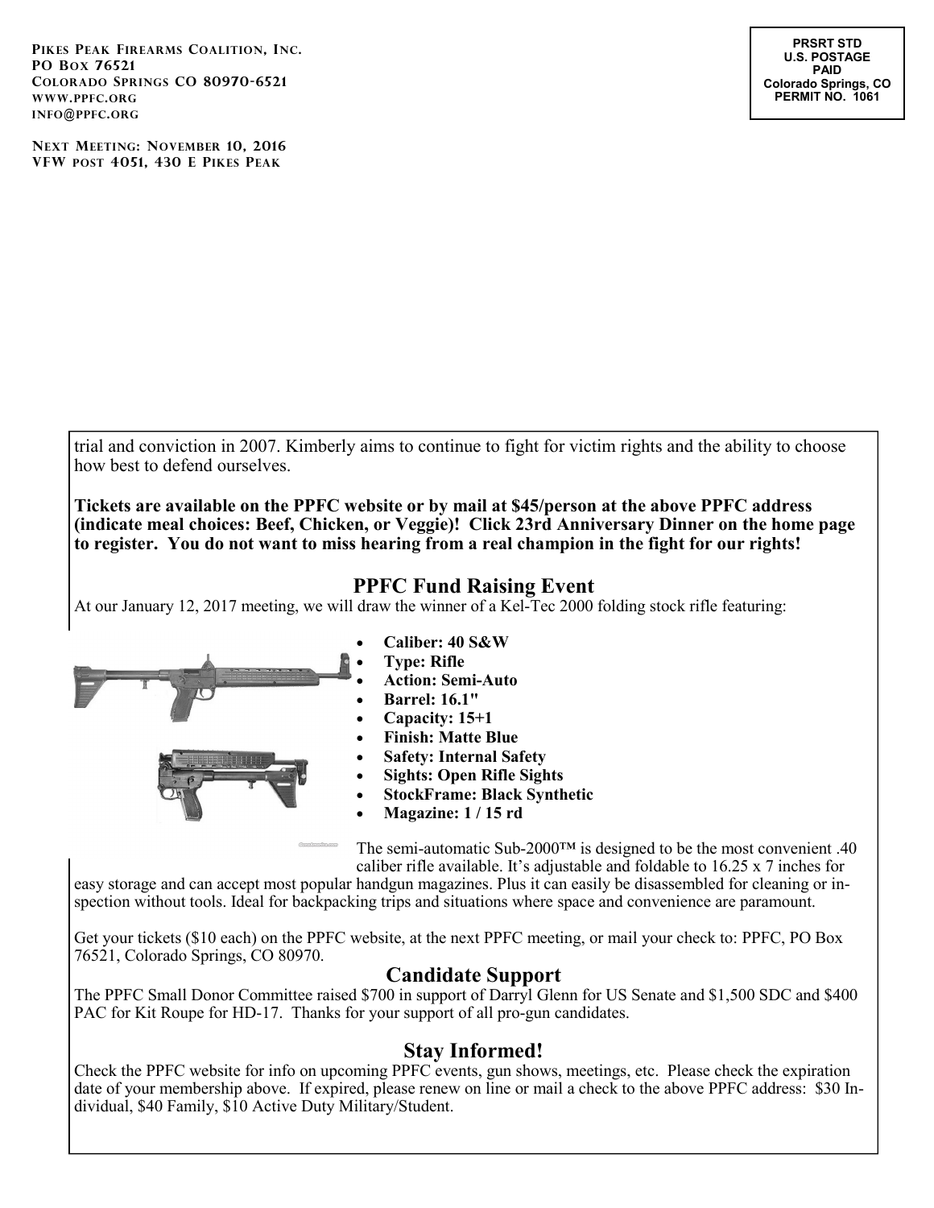PIKES PEAK FIREARMS COALITION, INC.
PO BOX 76521
COLORADO SPRINGS CO 80970-6521
WWW.PPFC.ORG
INFO@PPFC.ORG

NEXT MEETING: NOVEMBER 10, 2016
VFW POST 4051, 430 E PIKES PEAK

PRSRT STD
U.S. POSTAGE
PAID
Colorado Springs, CO
PERMIT NO. 1061

trial and conviction in 2007. Kimberly aims to continue to fight for victim rights and the ability to choose how best to defend ourselves.

**Tickets are available on the PPFC website or by mail at $45/person at the above PPFC address (indicate meal choices: Beef, Chicken, or Veggie)! Click 23rd Anniversary Dinner on the home page to register. You do not want to miss hearing from a real champion in the fight for our rights!**

## PPFC Fund Raising Event

At our January 12, 2017 meeting, we will draw the winner of a Kel-Tec 2000 folding stock rifle featuring:

- **Caliber: 40 S&W**
- **Type: Rifle**
- **Action: Semi-Auto**
- **Barrel: 16.1"**
- **Capacity: 15+1**
- **Finish: Matte Blue**
- **Safety: Internal Safety**
- **Sights: Open Rifle Sights**
- **StockFrame: Black Synthetic**
- **Magazine: 1 / 15 rd**

The semi-automatic Sub-2000™ is designed to be the most convenient .40 caliber rifle available. It's adjustable and foldable to 16.25 x 7 inches for easy storage and can accept most popular handgun magazines. Plus it can easily be disassembled for cleaning or inspection without tools. Ideal for backpacking trips and situations where space and convenience are paramount.

Get your tickets ($10 each) on the PPFC website, at the next PPFC meeting, or mail your check to: PPFC, PO Box 76521, Colorado Springs, CO 80970.

## Candidate Support

The PPFC Small Donor Committee raised $700 in support of Darryl Glenn for US Senate and $1,500 SDC and $400 PAC for Kit Roupe for HD-17. Thanks for your support of all pro-gun candidates.

## Stay Informed!

Check the PPFC website for info on upcoming PPFC events, gun shows, meetings, etc. Please check the expiration date of your membership above. If expired, please renew on line or mail a check to the above PPFC address: $30 Individual, $40 Family, $10 Active Duty Military/Student.